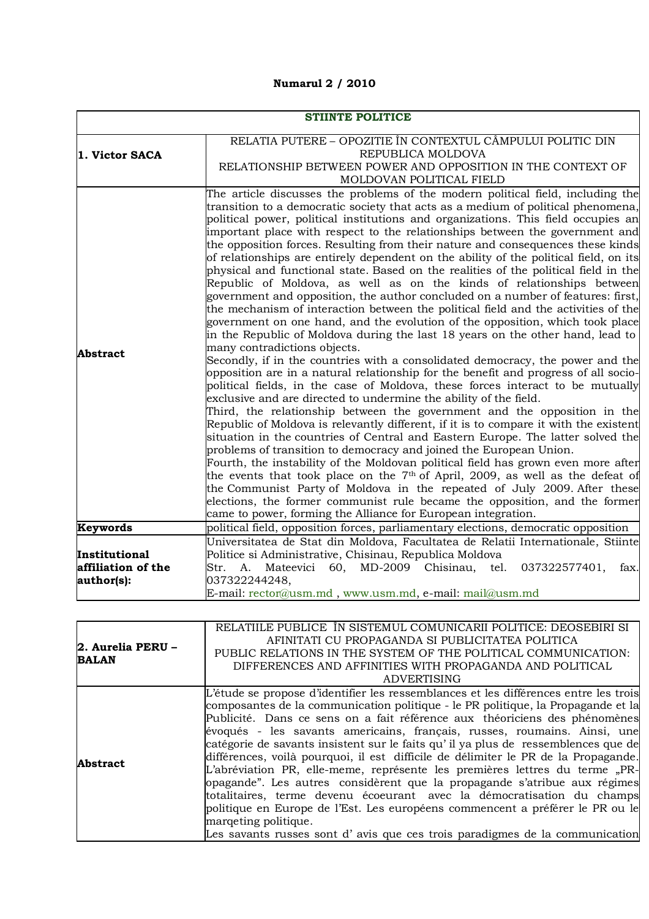**Numarul 2 / 2010**

| STIINTE POLITICE | |
|---|---|
| **1. Victor SACA** | RELATIA PUTERE – OPOZITIE ÎN CONTEXTUL CÂMPULUI POLITIC DIN REPUBLICA MOLDOVA<br>RELATIONSHIP BETWEEN POWER AND OPPOSITION IN THE CONTEXT OF MOLDOVAN POLITICAL FIELD |
| **Abstract** | The article discusses the problems of the modern political field, including the transition to a democratic society that acts as a medium of political phenomena, political power, political institutions and organizations. This field occupies an important place with respect to the relationships between the government and the opposition forces. Resulting from their nature and consequences these kinds of relationships are entirely dependent on the ability of the political field, on its physical and functional state. Based on the realities of the political field in the Republic of Moldova, as well as on the kinds of relationships between government and opposition, the author concluded on a number of features: first, the mechanism of interaction between the political field and the activities of the government on one hand, and the evolution of the opposition, which took place in the Republic of Moldova during the last 18 years on the other hand, lead to many contradictions objects.<br>Secondly, if in the countries with a consolidated democracy, the power and the opposition are in a natural relationship for the benefit and progress of all socio-political fields, in the case of Moldova, these forces interact to be mutually exclusive and are directed to undermine the ability of the field.<br>Third, the relationship between the government and the opposition in the Republic of Moldova is relevantly different, if it is to compare it with the existent situation in the countries of Central and Eastern Europe. The latter solved the problems of transition to democracy and joined the European Union.<br>Fourth, the instability of the Moldovan political field has grown even more after the events that took place on the 7th of April, 2009, as well as the defeat of the Communist Party of Moldova in the repeated of July 2009. After these elections, the former communist rule became the opposition, and the former came to power, forming the Alliance for European integration. |
| **Keywords** | political field, opposition forces, parliamentary elections, democratic opposition |
| **Institutional affiliation of the author(s):** | Universitatea de Stat din Moldova, Facultatea de Relatii Internationale, Stiinte Politice si Administrative, Chisinau, Republica Moldova<br>Str. A. Mateevici 60, MD-2009 Chisinau, tel. 037322577401, fax. 037322244248,<br>E-mail: rector@usm.md , www.usm.md, e-mail: mail@usm.md |

| **2. Aurelia PERU – BALAN** | RELATIILE PUBLICE ÎN SISTEMUL COMUNICARII POLITICE: DEOSEBIRI SI AFINITATI CU PROPAGANDA SI PUBLICITATEA POLITICA<br>PUBLIC RELATIONS IN THE SYSTEM OF THE POLITICAL COMMUNICATION: DIFFERENCES AND AFFINITIES WITH PROPAGANDA AND POLITICAL ADVERTISING |
|---|---|
| **Abstract** | L'étude se propose d'identifier les ressemblances et les différences entre les trois composantes de la communication politique - le PR politique, la Propagande et la Publicité. Dans ce sens on a fait référence aux théoriciens des phénomènes évoqués - les savants americains, français, russes, roumains. Ainsi, une catégorie de savants insistent sur le faits qu' il ya plus de ressemblences que de différences, voilà pourquoi, il est difficile de délimiter le PR de la Propagande. L'abréviation PR, elle-meme, représente les premières lettres du terme „PR-opagande". Les autres considèrent que la propagande s'atribue aux régimes totalitaires, terme devenu écoeurant avec la démocratisation du champs politique en Europe de l'Est. Les européens commencent a préférer le PR ou le marqeting politique.<br>Les savants russes sont d' avis que ces trois paradigmes de la communication |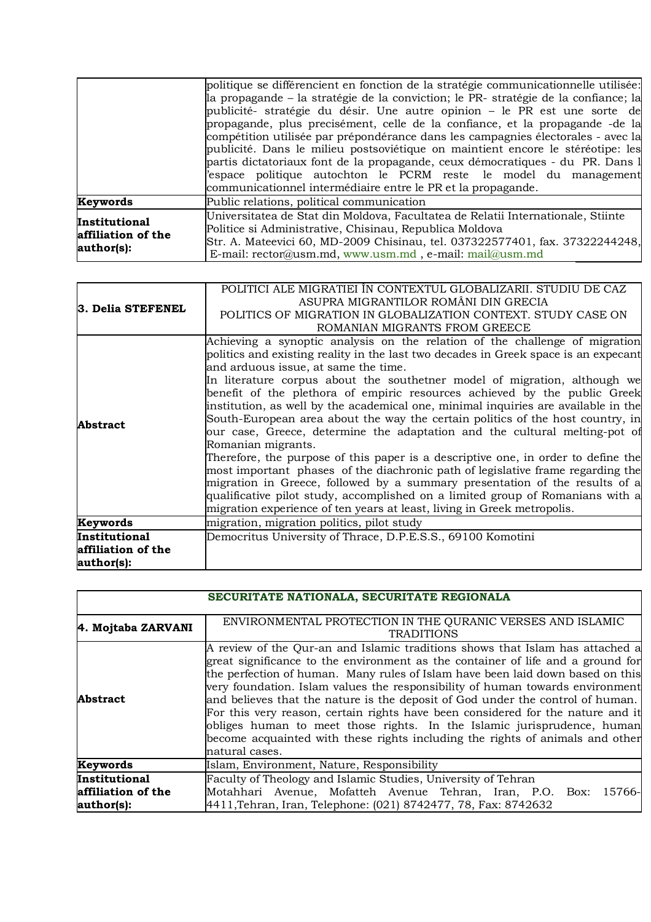| | |
|---|---|
| | politique se différencient en fonction de la stratégie communicationnelle utilisée: la propagande – la stratégie de la conviction; le PR- stratégie de la confiance; la publicité- stratégie du désir. Une autre opinion – le PR est une sorte de propagande, plus precisément, celle de la confiance, et la propagande -de la compétition utilisée par prépondérance dans les campagnies électorales - avec la publicité. Dans le milieu postsoviétique on maintient encore le stéréotipe: les partis dictatoriaux font de la propagande, ceux démocratiques - du PR. Dans l 'espace politique autochton le PCRM reste le model du management communicationnel intermédiaire entre le PR et la propagande. |
| **Keywords** | Public relations, political communication |
| **Institutional affiliation of the author(s):** | Universitatea de Stat din Moldova, Facultatea de Relatii Internationale, Stiinte Politice si Administrative, Chisinau, Republica Moldova<br>Str. A. Mateevici 60, MD-2009 Chisinau, tel. 037322577401, fax. 37322244248, E-mail: rector@usm.md, www.usm.md , e-mail: mail@usm.md |

| **3. Delia STEFENEL** | POLITICI ALE MIGRATIEI ÎN CONTEXTUL GLOBALIZARII. STUDIU DE CAZ ASUPRA MIGRANTILOR ROMÂNI DIN GRECIA<br>POLITICS OF MIGRATION IN GLOBALIZATION CONTEXT. STUDY CASE ON ROMANIAN MIGRANTS FROM GREECE |
|---|---|
| **Abstract** | Achieving a synoptic analysis on the relation of the challenge of migration politics and existing reality in the last two decades in Greek space is an expecant and arduous issue, at same the time.<br>In literature corpus about the southetner model of migration, although we benefit of the plethora of empiric resources achieved by the public Greek institution, as well by the academical one, minimal inquiries are available in the South-European area about the way the certain politics of the host country, in our case, Greece, determine the adaptation and the cultural melting-pot of Romanian migrants.<br>Therefore, the purpose of this paper is a descriptive one, in order to define the most important phases of the diachronic path of legislative frame regarding the migration in Greece, followed by a summary presentation of the results of a qualificative pilot study, accomplished on a limited group of Romanians with a migration experience of ten years at least, living in Greek metropolis. |
| **Keywords** | migration, migration politics, pilot study |
| **Institutional affiliation of the author(s):** | Democritus University of Thrace, D.P.E.S.S., 69100 Komotini |

| **SECURITATE NATIONALA, SECURITATE REGIONALA** | |
|---|---|
| **4. Mojtaba ZARVANI** | ENVIRONMENTAL PROTECTION IN THE QURANIC VERSES AND ISLAMIC TRADITIONS |
| **Abstract** | A review of the Qur-an and Islamic traditions shows that Islam has attached a great significance to the environment as the container of life and a ground for the perfection of human. Many rules of Islam have been laid down based on this very foundation. Islam values the responsibility of human towards environment and believes that the nature is the deposit of God under the control of human. For this very reason, certain rights have been considered for the nature and it obliges human to meet those rights. In the Islamic jurisprudence, human become acquainted with these rights including the rights of animals and other natural cases. |
| **Keywords** | Islam, Environment, Nature, Responsibility |
| **Institutional affiliation of the author(s):** | Faculty of Theology and Islamic Studies, University of Tehran<br>Motahhari Avenue, Mofatteh Avenue Tehran, Iran, P.O. Box: 15766-4411,Tehran, Iran, Telephone: (021) 8742477, 78, Fax: 8742632 |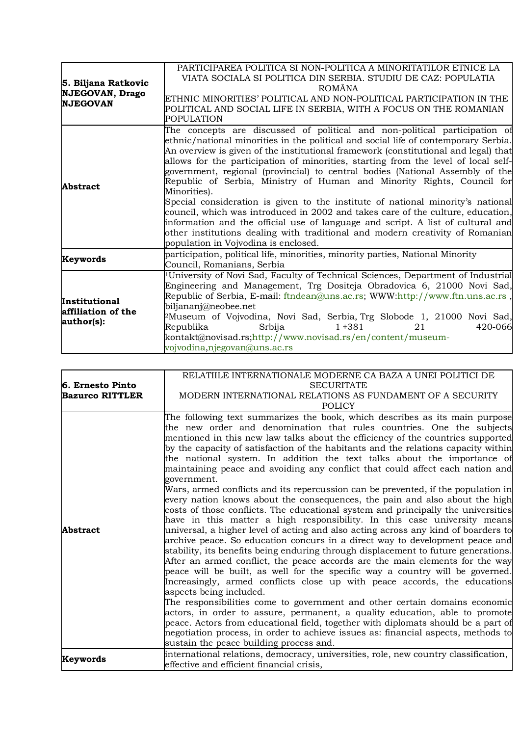| **5. Biljana Ratkovic NJEGOVAN, Drago NJEGOVAN** | PARTICIPAREA POLITICA SI NON-POLITICA A MINORITATILOR ETNICE LA VIATA SOCIALA SI POLITICA DIN SERBIA. STUDIU DE CAZ: POPULATIA ROMÂNA<br>ETHNIC MINORITIES' POLITICAL AND NON-POLITICAL PARTICIPATION IN THE POLITICAL AND SOCIAL LIFE IN SERBIA, WITH A FOCUS ON THE ROMANIAN POPULATION |
|---|---|
| **Abstract** | The concepts are discussed of political and non-political participation of ethnic/national minorities in the political and social life of contemporary Serbia. An overview is given of the institutional framework (constitutional and legal) that allows for the participation of minorities, starting from the level of local self-government, regional (provincial) to central bodies (National Assembly of the Republic of Serbia, Ministry of Human and Minority Rights, Council for Minorities).<br>Special consideration is given to the institute of national minority's national council, which was introduced in 2002 and takes care of the culture, education, information and the official use of language and script. A list of cultural and other institutions dealing with traditional and modern creativity of Romanian population in Vojvodina is enclosed. |
| **Keywords** | participation, political life, minorities, minority parties, National Minority Council, Romanians, Serbia |
| **Institutional affiliation of the author(s):** | [1]University of Novi Sad, Faculty of Technical Sciences, Department of Industrial Engineering and Management, Trg Dositeja Obradovica 6, 21000 Novi Sad, Republic of Serbia, E-mail: ftndean@uns.ac.rs; WWW:http://www.ftn.uns.ac.rs , biljananj@neobee.net<br>[2]Museum of Vojvodina, Novi Sad, Serbia, Trg Slobode 1, 21000 Novi Sad, Republika Srbija 1 +381 21 420-066 kontakt@novisad.rs;http://www.novisad.rs/en/content/museum-vojvodina,njegovan@uns.ac.rs |

| **6. Ernesto Pinto Bazurco RITTLER** | RELATIILE INTERNATIONALE MODERNE CA BAZA A UNEI POLITICI DE SECURITATE<br>MODERN INTERNATIONAL RELATIONS AS FUNDAMENT OF A SECURITY POLICY |
|---|---|
| **Abstract** | The following text summarizes the book, which describes as its main purpose the new order and denomination that rules countries. One the subjects mentioned in this new law talks about the efficiency of the countries supported by the capacity of satisfaction of the habitants and the relations capacity within the national system. In addition the text talks about the importance of maintaining peace and avoiding any conflict that could affect each nation and government.<br>Wars, armed conflicts and its repercussion can be prevented, if the population in every nation knows about the consequences, the pain and also about the high costs of those conflicts. The educational system and principally the universities have in this matter a high responsibility. In this case university means universal, a higher level of acting and also acting across any kind of boarders to archive peace. So education concurs in a direct way to development peace and stability, its benefits being enduring through displacement to future generations. After an armed conflict, the peace accords are the main elements for the way peace will be built, as well for the specific way a country will be governed. Increasingly, armed conflicts close up with peace accords, the educations aspects being included.<br>The responsibilities come to government and other certain domains economic actors, in order to assure, permanent, a quality education, able to promote peace. Actors from educational field, together with diplomats should be a part of negotiation process, in order to achieve issues as: financial aspects, methods to sustain the peace building process and. |
| **Keywords** | international relations, democracy, universities, role, new country classification, effective and efficient financial crisis, |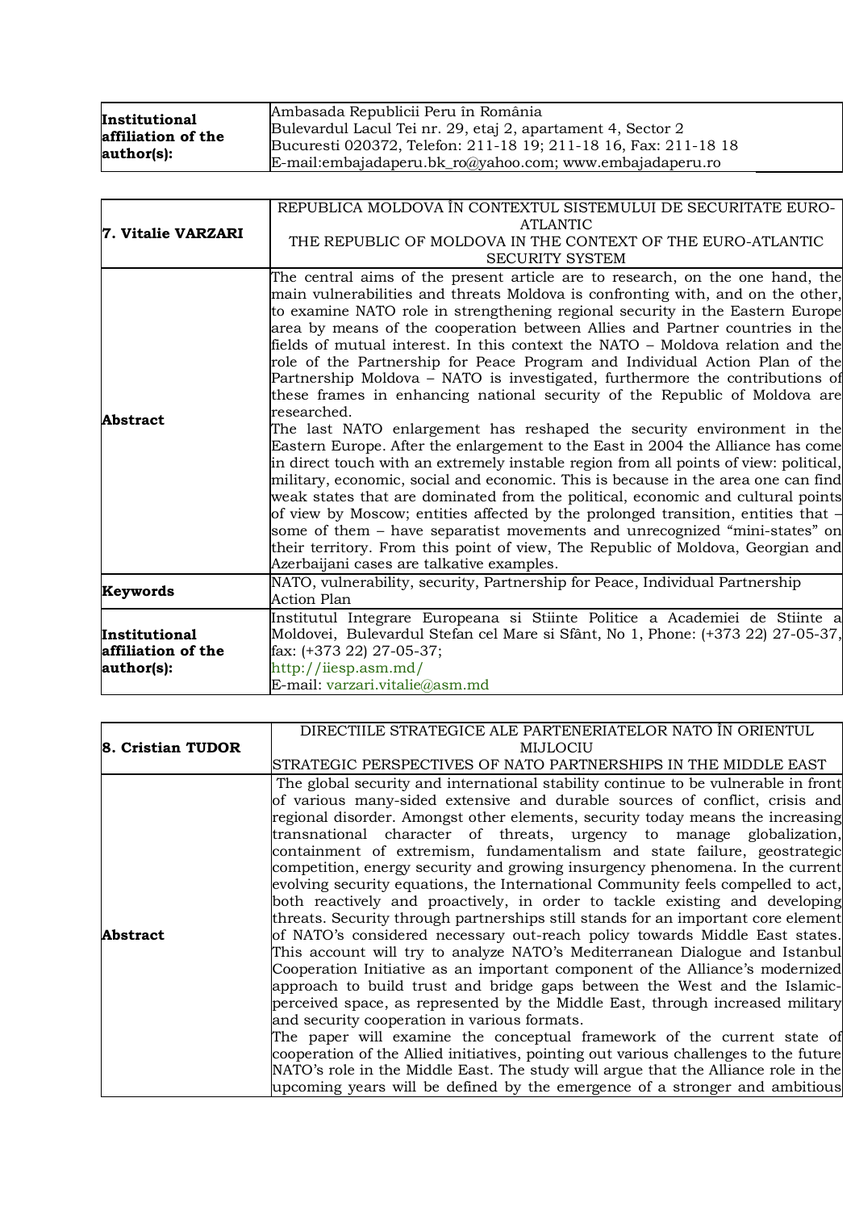| | |
|---|---|
| **Institutional affiliation of the author(s):** | Ambasada Republicii Peru în România<br>Bulevardul Lacul Tei nr. 29, etaj 2, apartament 4, Sector 2<br>Bucuresti 020372, Telefon: 211-18 19; 211-18 16, Fax: 211-18 18<br>E-mail:embajadaperu.bk_ro@yahoo.com; www.embajadaperu.ro |

| | |
|---|---|
| **7. Vitalie VARZARI** | REPUBLICA MOLDOVA ÎN CONTEXTUL SISTEMULUI DE SECURITATE EURO-ATLANTIC<br>THE REPUBLIC OF MOLDOVA IN THE CONTEXT OF THE EURO-ATLANTIC SECURITY SYSTEM |
| **Abstract** | The central aims of the present article are to research, on the one hand, the main vulnerabilities and threats Moldova is confronting with, and on the other, to examine NATO role in strengthening regional security in the Eastern Europe area by means of the cooperation between Allies and Partner countries in the fields of mutual interest. In this context the NATO – Moldova relation and the role of the Partnership for Peace Program and Individual Action Plan of the Partnership Moldova – NATO is investigated, furthermore the contributions of these frames in enhancing national security of the Republic of Moldova are researched.<br>The last NATO enlargement has reshaped the security environment in the Eastern Europe. After the enlargement to the East in 2004 the Alliance has come in direct touch with an extremely instable region from all points of view: political, military, economic, social and economic. This is because in the area one can find weak states that are dominated from the political, economic and cultural points of view by Moscow; entities affected by the prolonged transition, entities that – some of them – have separatist movements and unrecognized "mini-states" on their territory. From this point of view, The Republic of Moldova, Georgian and Azerbaijani cases are talkative examples. |
| **Keywords** | NATO, vulnerability, security, Partnership for Peace, Individual Partnership Action Plan |
| **Institutional affiliation of the author(s):** | Institutul Integrare Europeana si Stiinte Politice a Academiei de Stiinte a Moldovei, Bulevardul Stefan cel Mare si Sfânt, No 1, Phone: (+373 22) 27-05-37, fax: (+373 22) 27-05-37;<br>http://iiesp.asm.md/<br>E-mail: varzari.vitalie@asm.md |

| | |
|---|---|
| **8. Cristian TUDOR** | DIRECTIILE STRATEGICE ALE PARTENERIATELOR NATO ÎN ORIENTUL MIJLOCIU<br>STRATEGIC PERSPECTIVES OF NATO PARTNERSHIPS IN THE MIDDLE EAST |
| **Abstract** | The global security and international stability continue to be vulnerable in front of various many-sided extensive and durable sources of conflict, crisis and regional disorder. Amongst other elements, security today means the increasing transnational character of threats, urgency to manage globalization, containment of extremism, fundamentalism and state failure, geostrategic competition, energy security and growing insurgency phenomena. In the current evolving security equations, the International Community feels compelled to act, both reactively and proactively, in order to tackle existing and developing threats. Security through partnerships still stands for an important core element of NATO's considered necessary out-reach policy towards Middle East states. This account will try to analyze NATO's Mediterranean Dialogue and Istanbul Cooperation Initiative as an important component of the Alliance's modernized approach to build trust and bridge gaps between the West and the Islamic-perceived space, as represented by the Middle East, through increased military and security cooperation in various formats.<br>The paper will examine the conceptual framework of the current state of cooperation of the Allied initiatives, pointing out various challenges to the future NATO's role in the Middle East. The study will argue that the Alliance role in the upcoming years will be defined by the emergence of a stronger and ambitious |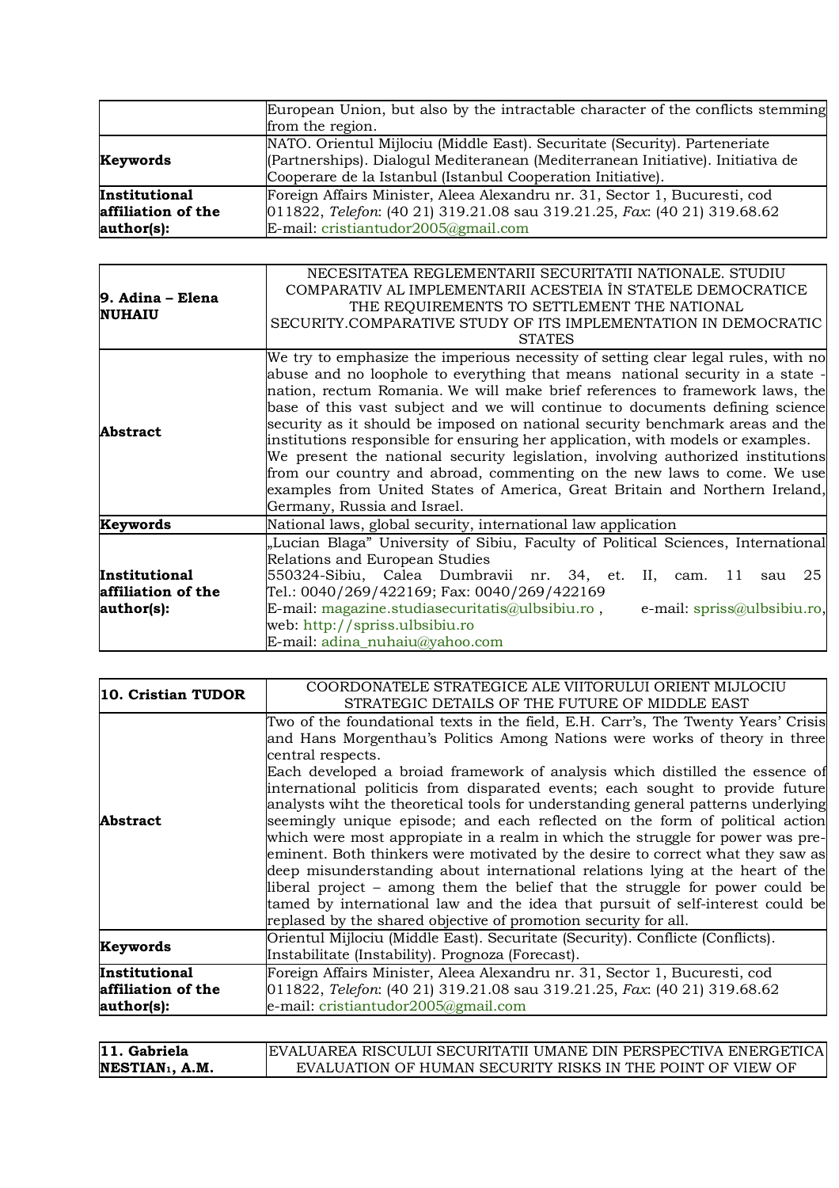| | |
|---|---|
| | European Union, but also by the intractable character of the conflicts stemming from the region. |
| **Keywords** | NATO. Orientul Mijlociu (Middle East). Securitate (Security). Parteneriate (Partnerships). Dialogul Mediteranean (Mediterranean Initiative). Initiativa de Cooperare de la Istanbul (Istanbul Cooperation Initiative). |
| **Institutional affiliation of the author(s):** | Foreign Affairs Minister, Aleea Alexandru nr. 31, Sector 1, Bucuresti, cod 011822, *Telefon*: (40 21) 319.21.08 sau 319.21.25, *Fax*: (40 21) 319.68.62<br>E-mail: cristiantudor2005@gmail.com |

| | |
|---|---|
| **9. Adina – Elena NUHAIU** | NECESITATEA REGLEMENTARII SECURITATII NATIONALE. STUDIU COMPARATIV AL IMPLEMENTARII ACESTEIA ÎN STATELE DEMOCRATICE<br>THE REQUIREMENTS TO SETTLEMENT THE NATIONAL SECURITY.COMPARATIVE STUDY OF ITS IMPLEMENTATION IN DEMOCRATIC STATES |
| **Abstract** | We try to emphasize the imperious necessity of setting clear legal rules, with no abuse and no loophole to everything that means national security in a state - nation, rectum Romania. We will make brief references to framework laws, the base of this vast subject and we will continue to documents defining science security as it should be imposed on national security benchmark areas and the institutions responsible for ensuring her application, with models or examples. We present the national security legislation, involving authorized institutions from our country and abroad, commenting on the new laws to come. We use examples from United States of America, Great Britain and Northern Ireland, Germany, Russia and Israel. |
| **Keywords** | National laws, global security, international law application |
| **Institutional affiliation of the author(s):** | „Lucian Blaga" University of Sibiu, Faculty of Political Sciences, International Relations and European Studies<br>550324-Sibiu, Calea Dumbravii nr. 34, et. II, cam. 11 sau 25<br>Tel.: 0040/269/422169; Fax: 0040/269/422169<br>E-mail: magazine.studiasecuritatis@ulbsibiu.ro , e-mail: spriss@ulbsibiu.ro, web: http://spriss.ulbsibiu.ro<br>E-mail: adina_nuhaiu@yahoo.com |

| | |
|---|---|
| **10. Cristian TUDOR** | COORDONATELE STRATEGICE ALE VIITORULUI ORIENT MIJLOCIU<br>STRATEGIC DETAILS OF THE FUTURE OF MIDDLE EAST |
| **Abstract** | Two of the foundational texts in the field, E.H. Carr's, The Twenty Years' Crisis and Hans Morgenthau's Politics Among Nations were works of theory in three central respects.<br>Each developed a broiad framework of analysis which distilled the essence of international politicis from disparated events; each sought to provide future analysts wiht the theoretical tools for understanding general patterns underlying seemingly unique episode; and each reflected on the form of political action which were most appropiate in a realm in which the struggle for power was pre-eminent. Both thinkers were motivated by the desire to correct what they saw as deep misunderstanding about international relations lying at the heart of the liberal project – among them the belief that the struggle for power could be tamed by international law and the idea that pursuit of self-interest could be replased by the shared objective of promotion security for all. |
| **Keywords** | Orientul Mijlociu (Middle East). Securitate (Security). Conflicte (Conflicts). Instabilitate (Instability). Prognoza (Forecast). |
| **Institutional affiliation of the author(s):** | Foreign Affairs Minister, Aleea Alexandru nr. 31, Sector 1, Bucuresti, cod 011822, *Telefon*: (40 21) 319.21.08 sau 319.21.25, *Fax*: (40 21) 319.68.62<br>e-mail: cristiantudor2005@gmail.com |

| | |
|---|---|
| **11. Gabriela NESTIAN[1], A.M.** | EVALUAREA RISCULUI SECURITATII UMANE DIN PERSPECTIVA ENERGETICA<br>EVALUATION OF HUMAN SECURITY RISKS IN THE POINT OF VIEW OF |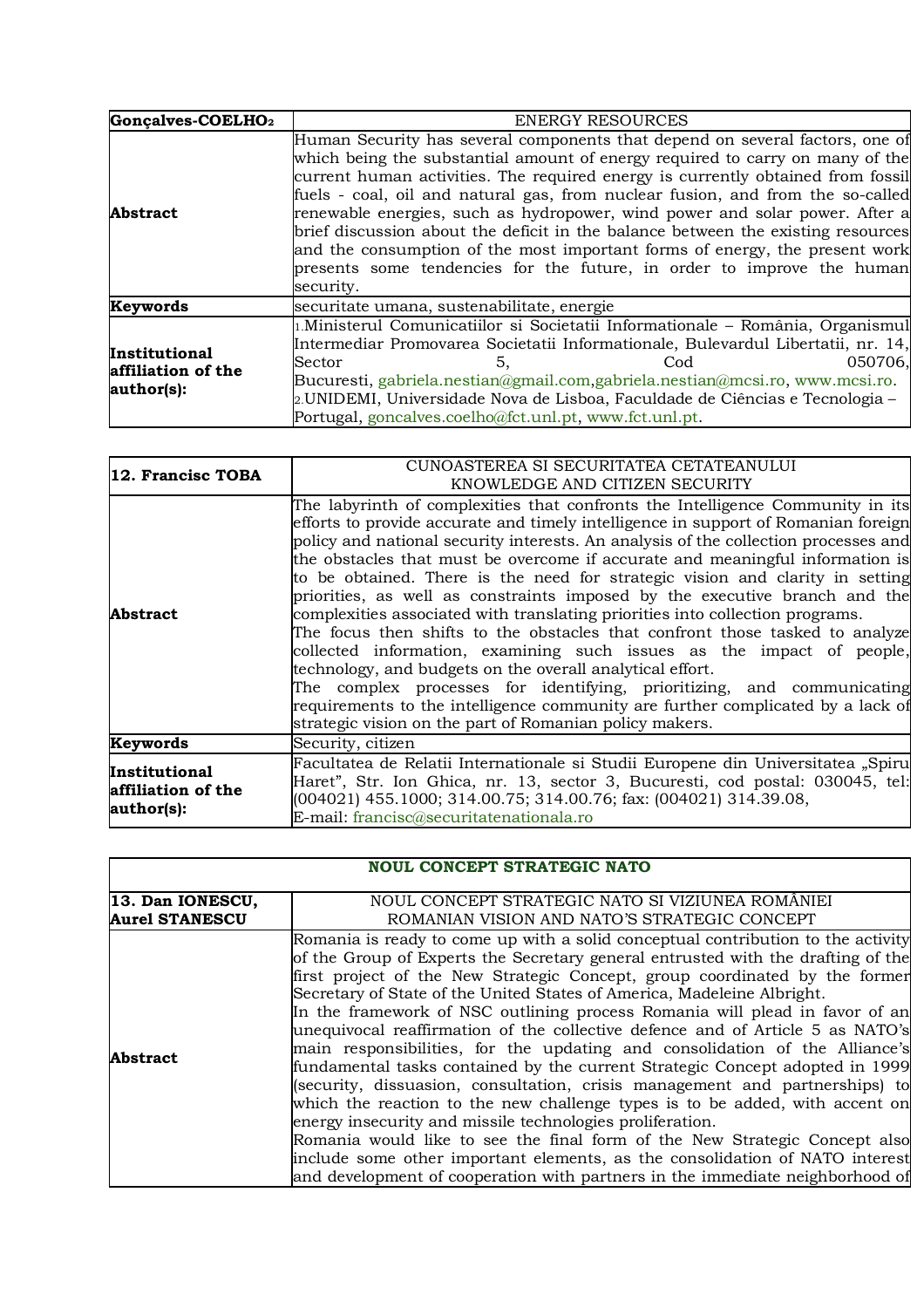| Gonçalves-COELHO[2] | ENERGY RESOURCES |
|---|---|
| **Abstract** | Human Security has several components that depend on several factors, one of which being the substantial amount of energy required to carry on many of the current human activities. The required energy is currently obtained from fossil fuels - coal, oil and natural gas, from nuclear fusion, and from the so-called renewable energies, such as hydropower, wind power and solar power. After a brief discussion about the deficit in the balance between the existing resources and the consumption of the most important forms of energy, the present work presents some tendencies for the future, in order to improve the human security. |
| **Keywords** | securitate umana, sustenabilitate, energie |
| **Institutional affiliation of the author(s):** | [1]Ministerul Comunicatiilor si Societatii Informationale – România, Organismul Intermediar Promovarea Societatii Informationale, Bulevardul Libertatii, nr. 14, Sector 5, Cod 050706, Bucuresti, gabriela.nestian@gmail.com,gabriela.nestian@mcsi.ro, www.mcsi.ro. [2]UNIDEMI, Universidade Nova de Lisboa, Faculdade de Ciências e Tecnologia – Portugal, goncalves.coelho@fct.unl.pt, www.fct.unl.pt. |

| 12. Francisc TOBA | CUNOASTEREA SI SECURITATEA CETATEANULUI<br>KNOWLEDGE AND CITIZEN SECURITY |
|---|---|
| **Abstract** | The labyrinth of complexities that confronts the Intelligence Community in its efforts to provide accurate and timely intelligence in support of Romanian foreign policy and national security interests. An analysis of the collection processes and the obstacles that must be overcome if accurate and meaningful information is to be obtained. There is the need for strategic vision and clarity in setting priorities, as well as constraints imposed by the executive branch and the complexities associated with translating priorities into collection programs.<br>The focus then shifts to the obstacles that confront those tasked to analyze collected information, examining such issues as the impact of people, technology, and budgets on the overall analytical effort.<br>The complex processes for identifying, prioritizing, and communicating requirements to the intelligence community are further complicated by a lack of strategic vision on the part of Romanian policy makers. |
| **Keywords** | Security, citizen |
| **Institutional affiliation of the author(s):** | Facultatea de Relatii Internationale si Studii Europene din Universitatea „Spiru Haret", Str. Ion Ghica, nr. 13, sector 3, Bucuresti, cod postal: 030045, tel: (004021) 455.1000; 314.00.75; 314.00.76; fax: (004021) 314.39.08,<br>E-mail: francisc@securitatenationala.ro |

**NOUL CONCEPT STRATEGIC NATO**

| 13. Dan IONESCU, Aurel STANESCU | NOUL CONCEPT STRATEGIC NATO SI VIZIUNEA ROMÂNIEI<br>ROMANIAN VISION AND NATO'S STRATEGIC CONCEPT |
|---|---|
| **Abstract** | Romania is ready to come up with a solid conceptual contribution to the activity of the Group of Experts the Secretary general entrusted with the drafting of the first project of the New Strategic Concept, group coordinated by the former Secretary of State of the United States of America, Madeleine Albright.<br>In the framework of NSC outlining process Romania will plead in favor of an unequivocal reaffirmation of the collective defence and of Article 5 as NATO's main responsibilities, for the updating and consolidation of the Alliance's fundamental tasks contained by the current Strategic Concept adopted in 1999 (security, dissuasion, consultation, crisis management and partnerships) to which the reaction to the new challenge types is to be added, with accent on energy insecurity and missile technologies proliferation.<br>Romania would like to see the final form of the New Strategic Concept also include some other important elements, as the consolidation of NATO interest and development of cooperation with partners in the immediate neighborhood of |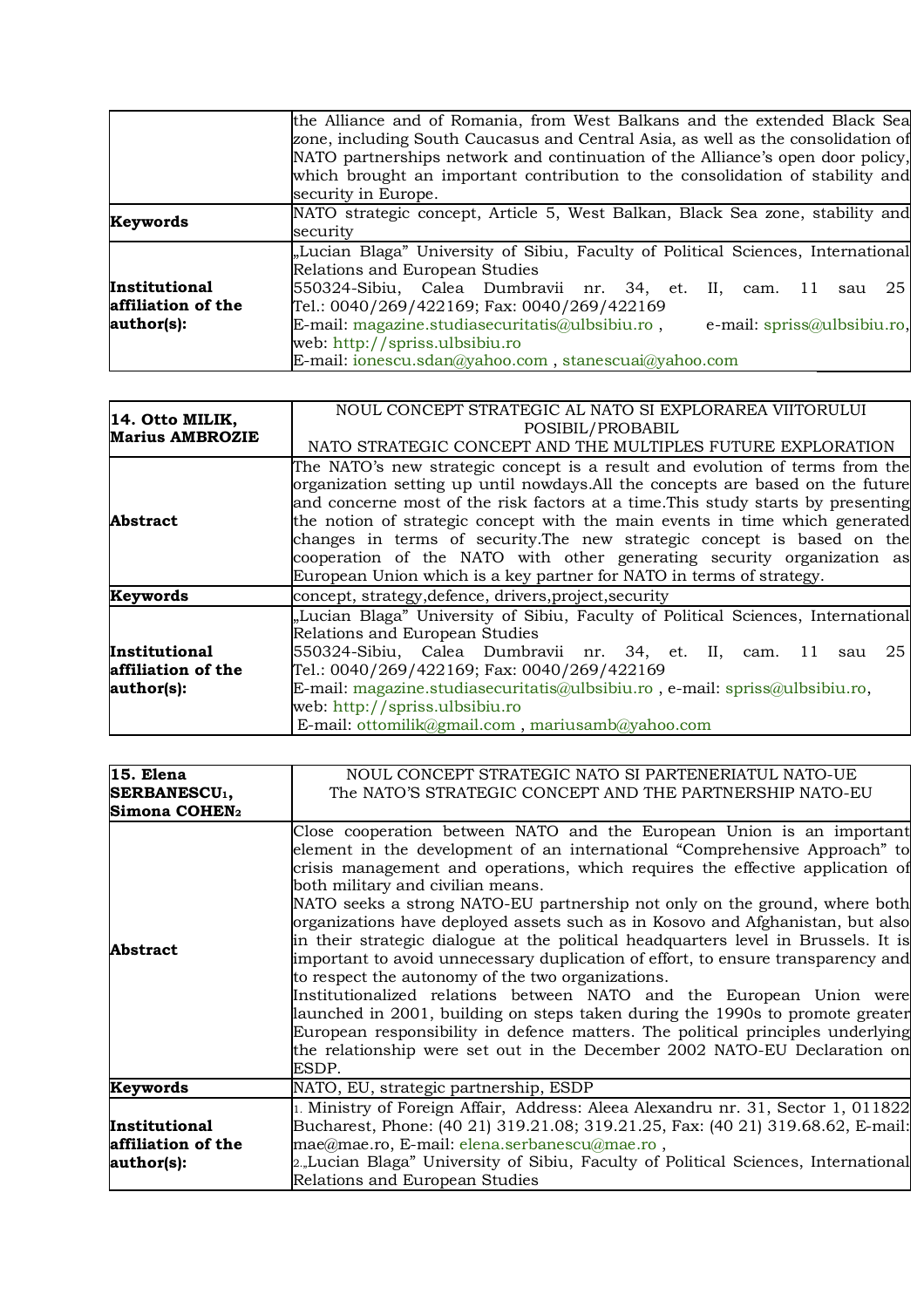|  |  |
| --- | --- |
|  | the Alliance and of Romania, from West Balkans and the extended Black Sea zone, including South Caucasus and Central Asia, as well as the consolidation of NATO partnerships network and continuation of the Alliance's open door policy, which brought an important contribution to the consolidation of stability and security in Europe. |
| **Keywords** | NATO strategic concept, Article 5, West Balkan, Black Sea zone, stability and security |
| **Institutional affiliation of the author(s):** | „Lucian Blaga" University of Sibiu, Faculty of Political Sciences, International Relations and European Studies<br>550324-Sibiu, Calea Dumbravii nr. 34, et. II, cam. 11 sau 25<br>Tel.: 0040/269/422169; Fax: 0040/269/422169<br>E-mail: magazine.studiasecuritatis@ulbsibiu.ro , e-mail: spriss@ulbsibiu.ro,<br>web: http://spriss.ulbsibiu.ro<br>E-mail: ionescu.sdan@yahoo.com , stanescuai@yahoo.com |

| **14. Otto MILIK, Marius AMBROZIE** | NOUL CONCEPT STRATEGIC AL NATO SI EXPLORAREA VIITORULUI POSIBIL/PROBABIL<br>NATO STRATEGIC CONCEPT AND THE MULTIPLES FUTURE EXPLORATION |
| --- | --- |
| **Abstract** | The NATO's new strategic concept is a result and evolution of terms from the organization setting up until nowdays.All the concepts are based on the future and concerne most of the risk factors at a time.This study starts by presenting the notion of strategic concept with the main events in time which generated changes in terms of security.The new strategic concept is based on the cooperation of the NATO with other generating security organization as European Union which is a key partner for NATO in terms of strategy. |
| **Keywords** | concept, strategy,defence, drivers,project,security |
| **Institutional affiliation of the author(s):** | „Lucian Blaga" University of Sibiu, Faculty of Political Sciences, International Relations and European Studies<br>550324-Sibiu, Calea Dumbravii nr. 34, et. II, cam. 11 sau 25<br>Tel.: 0040/269/422169; Fax: 0040/269/422169<br>E-mail: magazine.studiasecuritatis@ulbsibiu.ro , e-mail: spriss@ulbsibiu.ro,<br>web: http://spriss.ulbsibiu.ro<br>E-mail: ottomilik@gmail.com , mariusamb@yahoo.com |

| **15. Elena SERBANESCU[1], Simona COHEN[2]** | NOUL CONCEPT STRATEGIC NATO SI PARTENERIATUL NATO-UE<br>The NATO'S STRATEGIC CONCEPT AND THE PARTNERSHIP NATO-EU |
| --- | --- |
| **Abstract** | Close cooperation between NATO and the European Union is an important element in the development of an international "Comprehensive Approach" to crisis management and operations, which requires the effective application of both military and civilian means.<br>NATO seeks a strong NATO-EU partnership not only on the ground, where both organizations have deployed assets such as in Kosovo and Afghanistan, but also in their strategic dialogue at the political headquarters level in Brussels. It is important to avoid unnecessary duplication of effort, to ensure transparency and to respect the autonomy of the two organizations.<br>Institutionalized relations between NATO and the European Union were launched in 2001, building on steps taken during the 1990s to promote greater European responsibility in defence matters. The political principles underlying the relationship were set out in the December 2002 NATO-EU Declaration on ESDP. |
| **Keywords** | NATO, EU, strategic partnership, ESDP |
| **Institutional affiliation of the author(s):** | 1. Ministry of Foreign Affair, Address: Aleea Alexandru nr. 31, Sector 1, 011822 Bucharest, Phone: (40 21) 319.21.08; 319.21.25, Fax: (40 21) 319.68.62, E-mail: mae@mae.ro, E-mail: elena.serbanescu@mae.ro ,<br>2.„Lucian Blaga" University of Sibiu, Faculty of Political Sciences, International Relations and European Studies |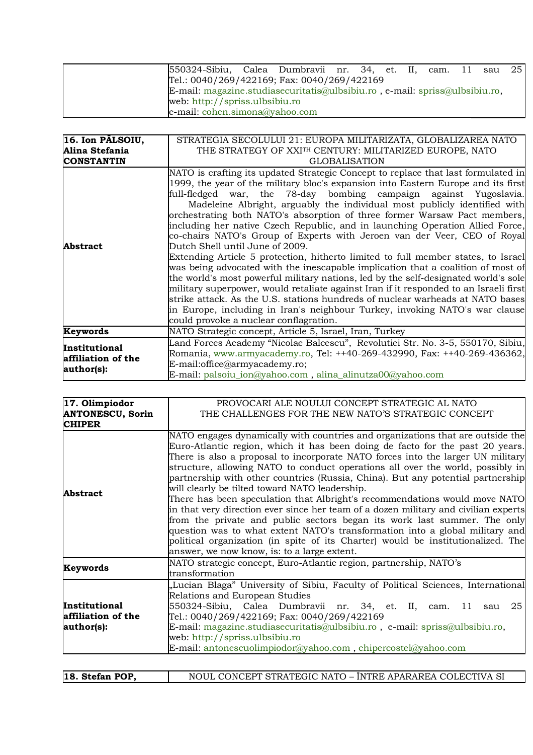| | |
|---|---|
| | 550324-Sibiu, Calea Dumbravii nr. 34, et. II, cam. 11 sau 25<br>Tel.: 0040/269/422169; Fax: 0040/269/422169<br>E-mail: magazine.studiasecuritatis@ulbsibiu.ro , e-mail: spriss@ulbsibiu.ro,<br>web: http://spriss.ulbsibiu.ro<br>e-mail: cohen.simona@yahoo.com |

| **16. Ion PĂLSOIU, Alina Stefania CONSTANTIN** | STRATEGIA SECOLULUI 21: EUROPA MILITARIZATA, GLOBALIZAREA NATO<br>THE STRATEGY OF XXI[TH] CENTURY: MILITARIZED EUROPE, NATO GLOBALISATION |
|---|---|
| **Abstract** | NATO is crafting its updated Strategic Concept to replace that last formulated in 1999, the year of the military bloc's expansion into Eastern Europe and its first full-fledged war, the 78-day bombing campaign against Yugoslavia.<br>Madeleine Albright, arguably the individual most publicly identified with orchestrating both NATO's absorption of three former Warsaw Pact members, including her native Czech Republic, and in launching Operation Allied Force, co-chairs NATO's Group of Experts with Jeroen van der Veer, CEO of Royal Dutch Shell until June of 2009.<br>Extending Article 5 protection, hitherto limited to full member states, to Israel was being advocated with the inescapable implication that a coalition of most of the world's most powerful military nations, led by the self-designated world's sole military superpower, would retaliate against Iran if it responded to an Israeli first strike attack. As the U.S. stations hundreds of nuclear warheads at NATO bases in Europe, including in Iran's neighbour Turkey, invoking NATO's war clause could provoke a nuclear conflagration. |
| **Keywords** | NATO Strategic concept, Article 5, Israel, Iran, Turkey |
| **Institutional affiliation of the author(s):** | Land Forces Academy "Nicolae Balcescu", Revolutiei Str. No. 3-5, 550170, Sibiu, Romania, www.armyacademy.ro, Tel: ++40-269-432990, Fax: ++40-269-436362, E-mail:office@armyacademy.ro;<br>E-mail: palsoiu_ion@yahoo.com , alina_alinutza00@yahoo.com |

| **17. Olimpiodor ANTONESCU, Sorin CHIPER** | PROVOCARI ALE NOULUI CONCEPT STRATEGIC AL NATO<br>THE CHALLENGES FOR THE NEW NATO'S STRATEGIC CONCEPT |
|---|---|
| **Abstract** | NATO engages dynamically with countries and organizations that are outside the Euro-Atlantic region, which it has been doing de facto for the past 20 years. There is also a proposal to incorporate NATO forces into the larger UN military structure, allowing NATO to conduct operations all over the world, possibly in partnership with other countries (Russia, China). But any potential partnership will clearly be tilted toward NATO leadership.<br>There has been speculation that Albright's recommendations would move NATO in that very direction ever since her team of a dozen military and civilian experts from the private and public sectors began its work last summer. The only question was to what extent NATO's transformation into a global military and political organization (in spite of its Charter) would be institutionalized. The answer, we now know, is: to a large extent. |
| **Keywords** | NATO strategic concept, Euro-Atlantic region, partnership, NATO's transformation |
| **Institutional affiliation of the author(s):** | „Lucian Blaga" University of Sibiu, Faculty of Political Sciences, International Relations and European Studies<br>550324-Sibiu, Calea Dumbravii nr. 34, et. II, cam. 11 sau 25<br>Tel.: 0040/269/422169; Fax: 0040/269/422169<br>E-mail: magazine.studiasecuritatis@ulbsibiu.ro , e-mail: spriss@ulbsibiu.ro,<br>web: http://spriss.ulbsibiu.ro<br>E-mail: antonescuolimpiodor@yahoo.com , chipercostel@yahoo.com |

| **18. Stefan POP,** | NOUL CONCEPT STRATEGIC NATO – ÎNTRE APARAREA COLECTIVA SI |
|---|---|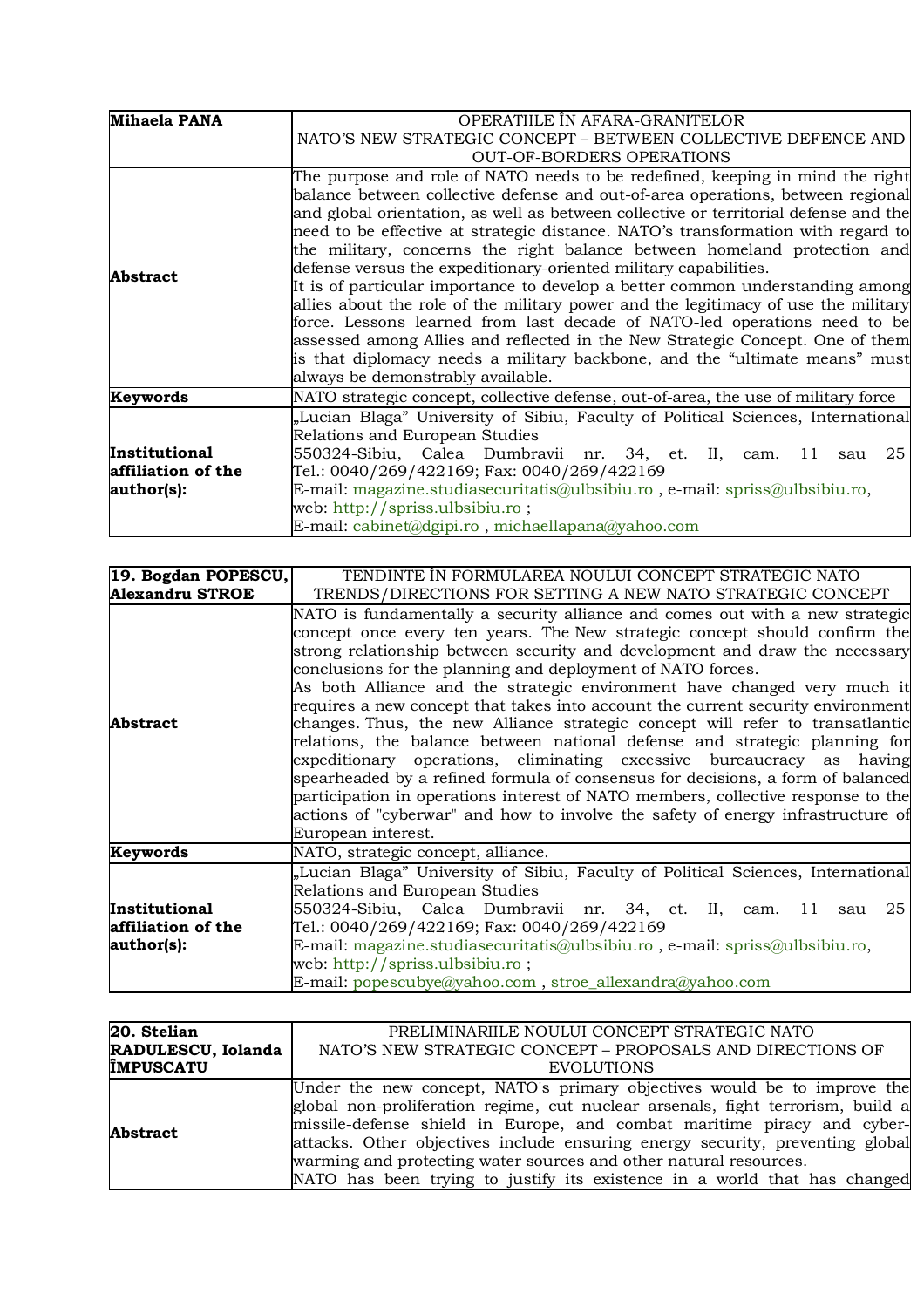| **Mihaela PANA** | OPERATIILE ÎN AFARA-GRANITELOR<br>NATO'S NEW STRATEGIC CONCEPT – BETWEEN COLLECTIVE DEFENCE AND OUT-OF-BORDERS OPERATIONS |
|---|---|
| **Abstract** | The purpose and role of NATO needs to be redefined, keeping in mind the right balance between collective defense and out-of-area operations, between regional and global orientation, as well as between collective or territorial defense and the need to be effective at strategic distance. NATO's transformation with regard to the military, concerns the right balance between homeland protection and defense versus the expeditionary-oriented military capabilities.<br>It is of particular importance to develop a better common understanding among allies about the role of the military power and the legitimacy of use the military force. Lessons learned from last decade of NATO-led operations need to be assessed among Allies and reflected in the New Strategic Concept. One of them is that diplomacy needs a military backbone, and the "ultimate means" must always be demonstrably available. |
| **Keywords** | NATO strategic concept, collective defense, out-of-area, the use of military force |
| **Institutional affiliation of the author(s):** | „Lucian Blaga" University of Sibiu, Faculty of Political Sciences, International Relations and European Studies<br>550324-Sibiu, Calea Dumbravii nr. 34, et. II, cam. 11 sau 25<br>Tel.: 0040/269/422169; Fax: 0040/269/422169<br>E-mail: magazine.studiasecuritatis@ulbsibiu.ro , e-mail: spriss@ulbsibiu.ro,<br>web: http://spriss.ulbsibiu.ro ;<br>E-mail: cabinet@dgipi.ro , michaellapana@yahoo.com |

| **19. Bogdan POPESCU, Alexandru STROE** | TENDINTE ÎN FORMULAREA NOULUI CONCEPT STRATEGIC NATO<br>TRENDS/DIRECTIONS FOR SETTING A NEW NATO STRATEGIC CONCEPT |
|---|---|
| **Abstract** | NATO is fundamentally a security alliance and comes out with a new strategic concept once every ten years. The New strategic concept should confirm the strong relationship between security and development and draw the necessary conclusions for the planning and deployment of NATO forces.<br>As both Alliance and the strategic environment have changed very much it requires a new concept that takes into account the current security environment changes. Thus, the new Alliance strategic concept will refer to transatlantic relations, the balance between national defense and strategic planning for expeditionary operations, eliminating excessive bureaucracy as having spearheaded by a refined formula of consensus for decisions, a form of balanced participation in operations interest of NATO members, collective response to the actions of "cyberwar" and how to involve the safety of energy infrastructure of European interest. |
| **Keywords** | NATO, strategic concept, alliance. |
| **Institutional affiliation of the author(s):** | „Lucian Blaga" University of Sibiu, Faculty of Political Sciences, International Relations and European Studies<br>550324-Sibiu, Calea Dumbravii nr. 34, et. II, cam. 11 sau 25<br>Tel.: 0040/269/422169; Fax: 0040/269/422169<br>E-mail: magazine.studiasecuritatis@ulbsibiu.ro , e-mail: spriss@ulbsibiu.ro,<br>web: http://spriss.ulbsibiu.ro ;<br>E-mail: popescubye@yahoo.com , stroe_allexandra@yahoo.com |

| **20. Stelian RADULESCU, Iolanda ÎMPUSCATU** | PRELIMINARIILE NOULUI CONCEPT STRATEGIC NATO<br>NATO'S NEW STRATEGIC CONCEPT – PROPOSALS AND DIRECTIONS OF EVOLUTIONS |
|---|---|
| **Abstract** | Under the new concept, NATO's primary objectives would be to improve the global non-proliferation regime, cut nuclear arsenals, fight terrorism, build a missile-defense shield in Europe, and combat maritime piracy and cyber-attacks. Other objectives include ensuring energy security, preventing global warming and protecting water sources and other natural resources.<br>NATO has been trying to justify its existence in a world that has changed |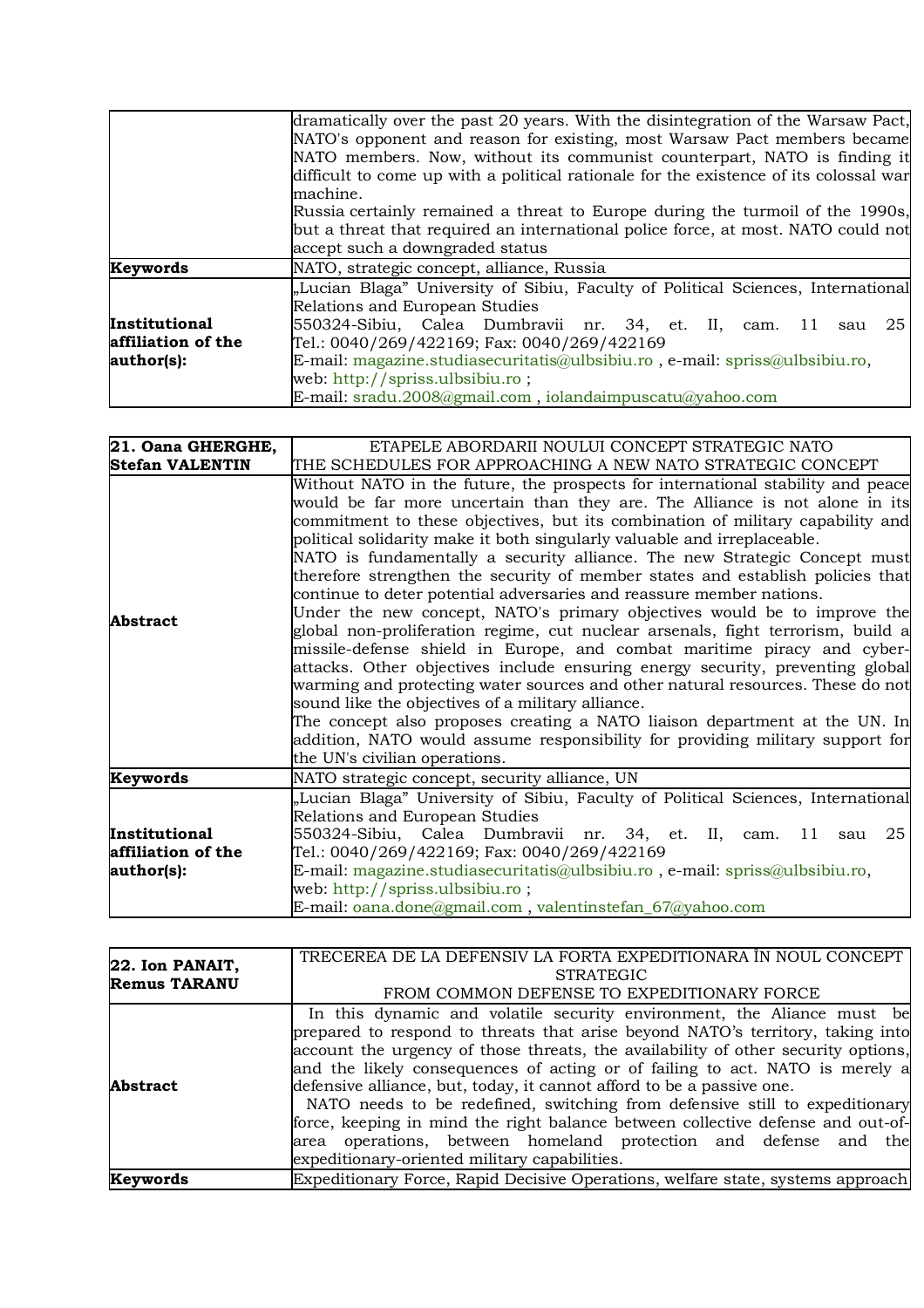| | |
|---|---|
| | dramatically over the past 20 years. With the disintegration of the Warsaw Pact, NATO's opponent and reason for existing, most Warsaw Pact members became NATO members. Now, without its communist counterpart, NATO is finding it difficult to come up with a political rationale for the existence of its colossal war machine.<br>Russia certainly remained a threat to Europe during the turmoil of the 1990s, but a threat that required an international police force, at most. NATO could not accept such a downgraded status |
| **Keywords** | NATO, strategic concept, alliance, Russia |
| **Institutional affiliation of the author(s):** | „Lucian Blaga" University of Sibiu, Faculty of Political Sciences, International Relations and European Studies<br>550324-Sibiu, Calea Dumbravii nr. 34, et. II, cam. 11 sau 25<br>Tel.: 0040/269/422169; Fax: 0040/269/422169<br>E-mail: magazine.studiasecuritatis@ulbsibiu.ro , e-mail: spriss@ulbsibiu.ro,<br>web: http://spriss.ulbsibiu.ro ;<br>E-mail: sradu.2008@gmail.com , iolandaimpuscatu@yahoo.com |

| **21. Oana GHERGHE, Stefan VALENTIN** | ETAPELE ABORDARII NOULUI CONCEPT STRATEGIC NATO<br>THE SCHEDULES FOR APPROACHING A NEW NATO STRATEGIC CONCEPT |
|---|---|
| **Abstract** | Without NATO in the future, the prospects for international stability and peace would be far more uncertain than they are. The Alliance is not alone in its commitment to these objectives, but its combination of military capability and political solidarity make it both singularly valuable and irreplaceable.<br>NATO is fundamentally a security alliance. The new Strategic Concept must therefore strengthen the security of member states and establish policies that continue to deter potential adversaries and reassure member nations.<br>Under the new concept, NATO's primary objectives would be to improve the global non-proliferation regime, cut nuclear arsenals, fight terrorism, build a missile-defense shield in Europe, and combat maritime piracy and cyber-attacks. Other objectives include ensuring energy security, preventing global warming and protecting water sources and other natural resources. These do not sound like the objectives of a military alliance.<br>The concept also proposes creating a NATO liaison department at the UN. In addition, NATO would assume responsibility for providing military support for the UN's civilian operations. |
| **Keywords** | NATO strategic concept, security alliance, UN |
| **Institutional affiliation of the author(s):** | „Lucian Blaga" University of Sibiu, Faculty of Political Sciences, International Relations and European Studies<br>550324-Sibiu, Calea Dumbravii nr. 34, et. II, cam. 11 sau 25<br>Tel.: 0040/269/422169; Fax: 0040/269/422169<br>E-mail: magazine.studiasecuritatis@ulbsibiu.ro , e-mail: spriss@ulbsibiu.ro,<br>web: http://spriss.ulbsibiu.ro ;<br>E-mail: oana.done@gmail.com , valentinstefan_67@yahoo.com |

| **22. Ion PANAIT, Remus TARANU** | TRECEREA DE LA DEFENSIV LA FORTA EXPEDITIONARA ÎN NOUL CONCEPT STRATEGIC<br>FROM COMMON DEFENSE TO EXPEDITIONARY FORCE |
|---|---|
| **Abstract** | In this dynamic and volatile security environment, the Aliance must be prepared to respond to threats that arise beyond NATO's territory, taking into account the urgency of those threats, the availability of other security options, and the likely consequences of acting or of failing to act. NATO is merely a defensive alliance, but, today, it cannot afford to be a passive one.<br>NATO needs to be redefined, switching from defensive still to expeditionary force, keeping in mind the right balance between collective defense and out-of-area operations, between homeland protection and defense and the expeditionary-oriented military capabilities. |
| **Keywords** | Expeditionary Force, Rapid Decisive Operations, welfare state, systems approach |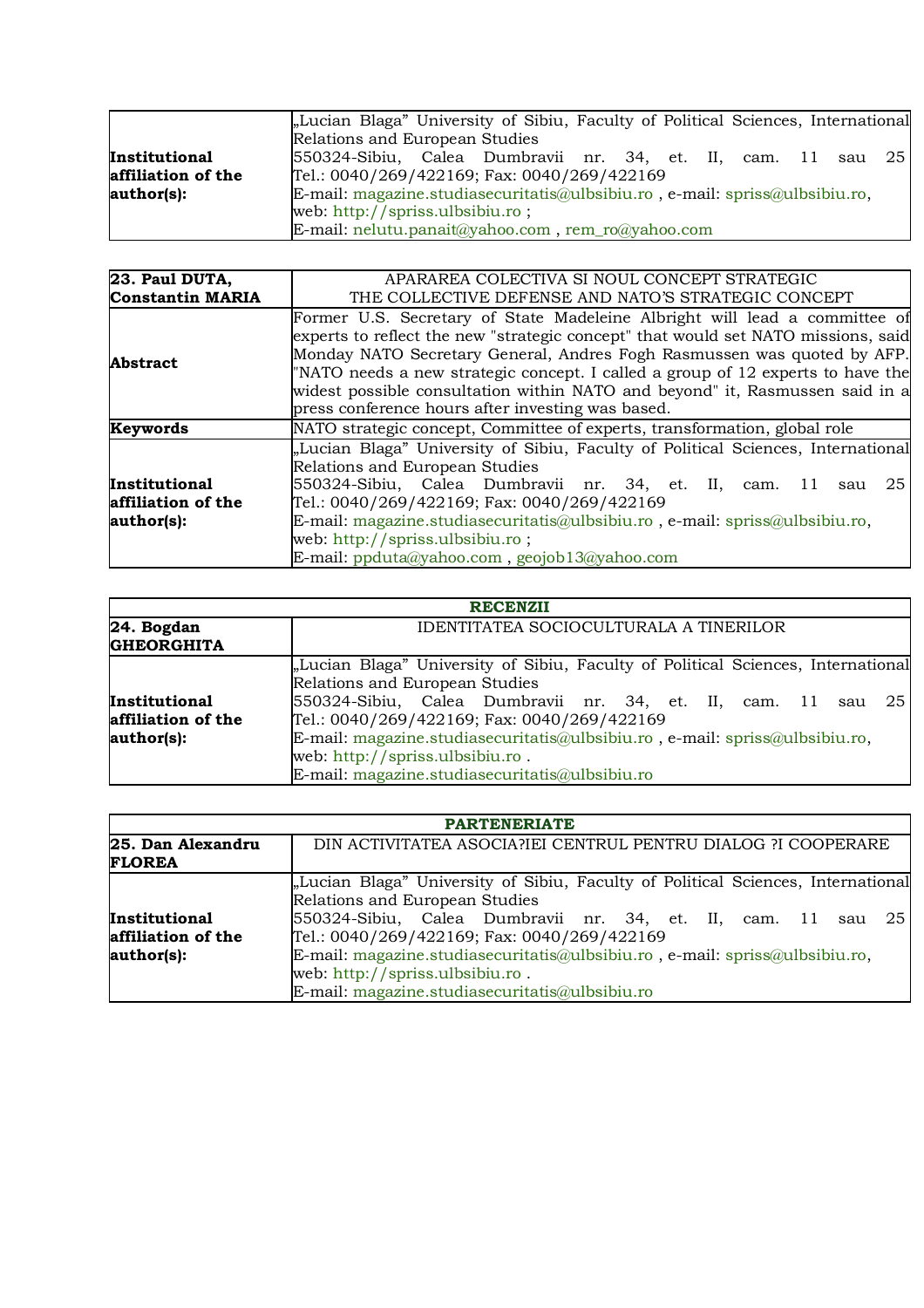| | |
|---|---|
| **Institutional affiliation of the author(s):** | „Lucian Blaga" University of Sibiu, Faculty of Political Sciences, International Relations and European Studies<br>550324-Sibiu, Calea Dumbravii nr. 34, et. II, cam. 11 sau 25<br>Tel.: 0040/269/422169; Fax: 0040/269/422169<br>E-mail: magazine.studiasecuritatis@ulbsibiu.ro , e-mail: spriss@ulbsibiu.ro,<br>web: http://spriss.ulbsibiu.ro ;<br>E-mail: nelutu.panait@yahoo.com , rem_ro@yahoo.com |

| **23. Paul DUTA, Constantin MARIA** | APARAREA COLECTIVA SI NOUL CONCEPT STRATEGIC<br>THE COLLECTIVE DEFENSE AND NATO'S STRATEGIC CONCEPT |
|---|---|
| **Abstract** | Former U.S. Secretary of State Madeleine Albright will lead a committee of experts to reflect the new "strategic concept" that would set NATO missions, said Monday NATO Secretary General, Andres Fogh Rasmussen was quoted by AFP. "NATO needs a new strategic concept. I called a group of 12 experts to have the widest possible consultation within NATO and beyond" it, Rasmussen said in a press conference hours after investing was based. |
| **Keywords** | NATO strategic concept, Committee of experts, transformation, global role |
| **Institutional affiliation of the author(s):** | „Lucian Blaga" University of Sibiu, Faculty of Political Sciences, International Relations and European Studies<br>550324-Sibiu, Calea Dumbravii nr. 34, et. II, cam. 11 sau 25<br>Tel.: 0040/269/422169; Fax: 0040/269/422169<br>E-mail: magazine.studiasecuritatis@ulbsibiu.ro , e-mail: spriss@ulbsibiu.ro,<br>web: http://spriss.ulbsibiu.ro ;<br>E-mail: ppduta@yahoo.com , geojob13@yahoo.com |

| **RECENZII** | |
|---|---|
| **24. Bogdan GHEORGHITA** | IDENTITATEA SOCIOCULTURALA A TINERILOR |
| **Institutional affiliation of the author(s):** | „Lucian Blaga" University of Sibiu, Faculty of Political Sciences, International Relations and European Studies<br>550324-Sibiu, Calea Dumbravii nr. 34, et. II, cam. 11 sau 25<br>Tel.: 0040/269/422169; Fax: 0040/269/422169<br>E-mail: magazine.studiasecuritatis@ulbsibiu.ro , e-mail: spriss@ulbsibiu.ro,<br>web: http://spriss.ulbsibiu.ro .<br>E-mail: magazine.studiasecuritatis@ulbsibiu.ro |

| **PARTENERIATE** | |
|---|---|
| **25. Dan Alexandru FLOREA** | DIN ACTIVITATEA ASOCIA?IEI CENTRUL PENTRU DIALOG ?I COOPERARE |
| **Institutional affiliation of the author(s):** | „Lucian Blaga" University of Sibiu, Faculty of Political Sciences, International Relations and European Studies<br>550324-Sibiu, Calea Dumbravii nr. 34, et. II, cam. 11 sau 25<br>Tel.: 0040/269/422169; Fax: 0040/269/422169<br>E-mail: magazine.studiasecuritatis@ulbsibiu.ro , e-mail: spriss@ulbsibiu.ro,<br>web: http://spriss.ulbsibiu.ro .<br>E-mail: magazine.studiasecuritatis@ulbsibiu.ro |